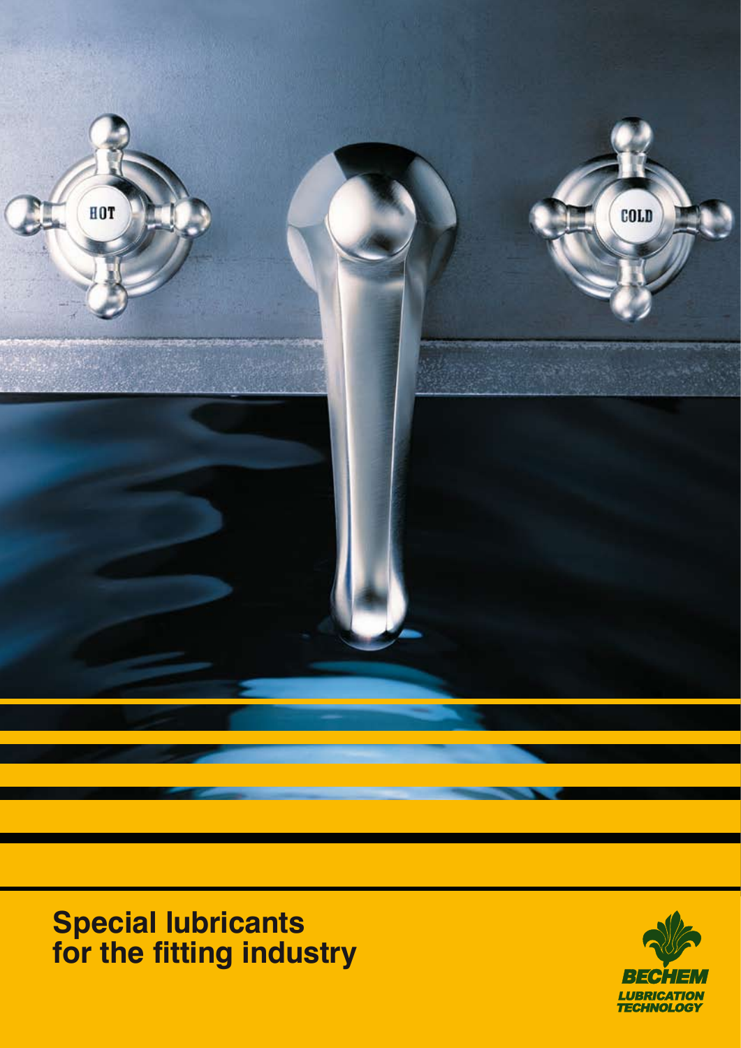# Special lubricants for the fitting industry

BECHEM
LUBRICATION TECHNOLOGY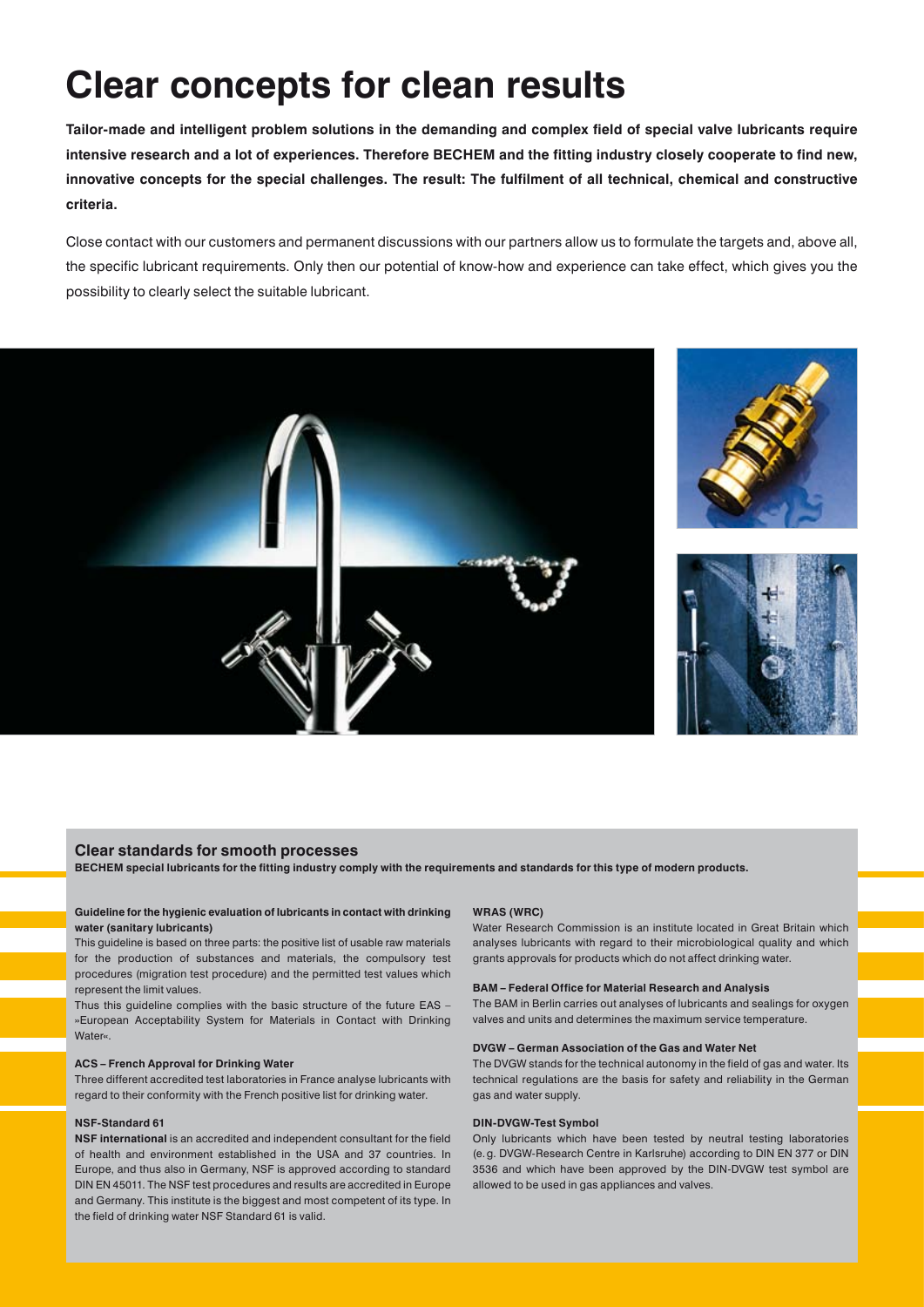# Clear concepts for clean results

**Tailor-made and intelligent problem solutions in the demanding and complex field of special valve lubricants require intensive research and a lot of experiences. Therefore BECHEM and the fitting industry closely cooperate to find new, innovative concepts for the special challenges. The result: The fulfilment of all technical, chemical and constructive criteria.**

Close contact with our customers and permanent discussions with our partners allow us to formulate the targets and, above all, the specific lubricant requirements. Only then our potential of know-how and experience can take effect, which gives you the possibility to clearly select the suitable lubricant.

## Clear standards for smooth processes

**BECHEM special lubricants for the fitting industry comply with the requirements and standards for this type of modern products.**

#### Guideline for the hygienic evaluation of lubricants in contact with drinking water (sanitary lubricants)

This guideline is based on three parts: the positive list of usable raw materials for the production of substances and materials, the compulsory test procedures (migration test procedure) and the permitted test values which represent the limit values.

Thus this guideline complies with the basic structure of the future EAS – »European Acceptability System for Materials in Contact with Drinking Water«.

#### ACS – French Approval for Drinking Water

Three different accredited test laboratories in France analyse lubricants with regard to their conformity with the French positive list for drinking water.

#### NSF-Standard 61

**NSF international** is an accredited and independent consultant for the field of health and environment established in the USA and 37 countries. In Europe, and thus also in Germany, NSF is approved according to standard DIN EN 45011. The NSF test procedures and results are accredited in Europe and Germany. This institute is the biggest and most competent of its type. In the field of drinking water NSF Standard 61 is valid.

#### WRAS (WRC)

Water Research Commission is an institute located in Great Britain which analyses lubricants with regard to their microbiological quality and which grants approvals for products which do not affect drinking water.

#### BAM – Federal Office for Material Research and Analysis

The BAM in Berlin carries out analyses of lubricants and sealings for oxygen valves and units and determines the maximum service temperature.

#### DVGW – German Association of the Gas and Water Net

The DVGW stands for the technical autonomy in the field of gas and water. Its technical regulations are the basis for safety and reliability in the German gas and water supply.

#### DIN-DVGW-Test Symbol

Only lubricants which have been tested by neutral testing laboratories (e.g. DVGW-Research Centre in Karlsruhe) according to DIN EN 377 or DIN 3536 and which have been approved by the DIN-DVGW test symbol are allowed to be used in gas appliances and valves.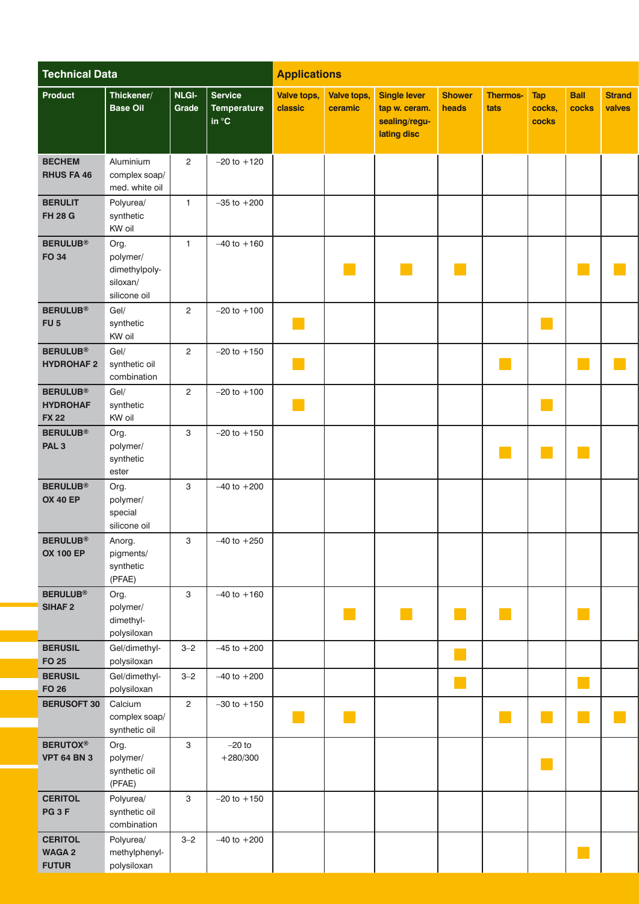| Technical Data | | | | Applications | | | | | | | |
|---|---|---|---|---|---|---|---|---|---|---|---|
| **Product** | **Thickener/ Base Oil** | **NLGI-Grade** | **Service Temperature in °C** | **Valve tops, classic** | **Valve tops, ceramic** | **Single lever tap w. ceram. sealing/regu-lating disc** | **Shower heads** | **Thermos-tats** | **Tap cocks, cocks** | **Ball cocks** | **Strand valves** |
| **BECHEM RHUS FA 46** | Aluminium complex soap/ med. white oil | 2 | −20 to +120 | | | | | | | | |
| **BERULIT FH 28 G** | Polyurea/ synthetic KW oil | 1 | −35 to +200 | | | | | | | | |
| **BERULUB® FO 34** | Org. polymer/ dimethylpoly-siloxan/ silicone oil | 1 | −40 to +160 | | ■ | ■ | ■ | | | ■ | ■ |
| **BERULUB® FU 5** | Gel/ synthetic KW oil | 2 | −20 to +100 | ■ | | | | | ■ | | |
| **BERULUB® HYDROHAF 2** | Gel/ synthetic oil combination | 2 | −20 to +150 | ■ | | | | ■ | | ■ | ■ |
| **BERULUB® HYDROHAF FX 22** | Gel/ synthetic KW oil | 2 | −20 to +100 | ■ | | | | | ■ | | |
| **BERULUB® PAL 3** | Org. polymer/ synthetic ester | 3 | −20 to +150 | | | | | ■ | ■ | ■ | |
| **BERULUB® OX 40 EP** | Org. polymer/ special silicone oil | 3 | −40 to +200 | | | | | | | | |
| **BERULUB® OX 100 EP** | Anorg. pigments/ synthetic (PFAE) | 3 | −40 to +250 | | | | | | | | |
| **BERULUB® SIHAF 2** | Org. polymer/ dimethyl-polysiloxan | 3 | −40 to +160 | | ■ | ■ | ■ | ■ | | ■ | |
| **BERUSIL FO 25** | Gel/dimethyl-polysiloxan | 3–2 | −45 to +200 | | | | ■ | | | | |
| **BERUSIL FO 26** | Gel/dimethyl-polysiloxan | 3–2 | −40 to +200 | | | | ■ | | | ■ | |
| **BERUSOFT 30** | Calcium complex soap/ synthetic oil | 2 | −30 to +150 | ■ | ■ | | | ■ | ■ | ■ | ■ |
| **BERUTOX® VPT 64 BN 3** | Org. polymer/ synthetic oil (PFAE) | 3 | −20 to +280/300 | | | | | | ■ | | |
| **CERITOL PG 3 F** | Polyurea/ synthetic oil combination | 3 | −20 to +150 | | | | | | | | |
| **CERITOL WAGA 2 FUTUR** | Polyurea/ methylphenyl-polysiloxan | 3–2 | −40 to +200 | | | | | | | ■ | |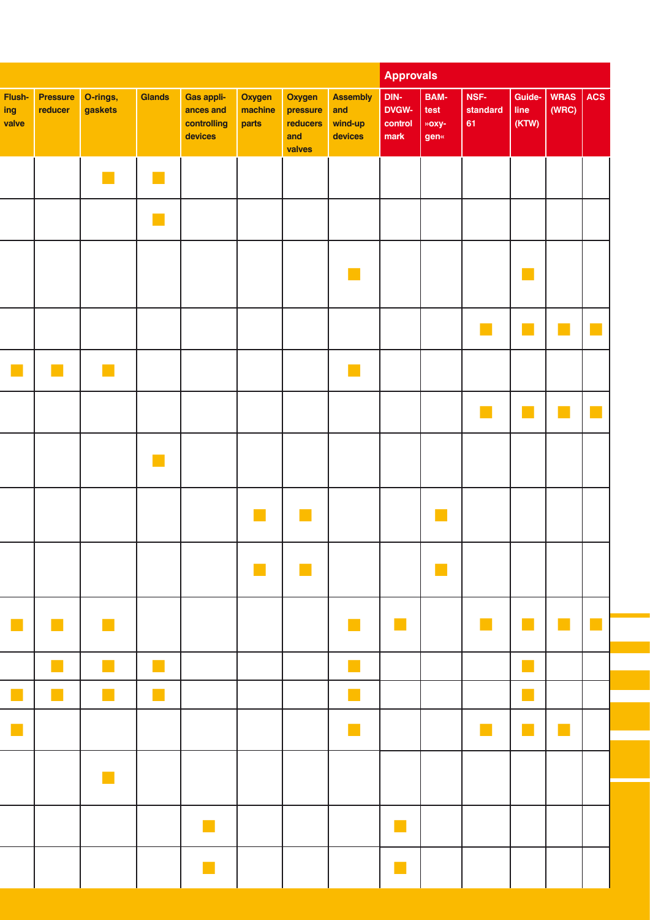| | | | | | | | | Approvals | | | | | |
|---|---|---|---|---|---|---|---|---|---|---|---|---|---|
| Flush­ing valve | Pressure reducer | O-rings, gaskets | Glands | Gas appli­ances and controlling devices | Oxygen machine parts | Oxygen pressure reducers and valves | Assembly and wind-up devices | DIN-DVGW-control mark | BAM-test »oxy­gen« | NSF-standard 61 | Guide­line (KTW) | WRAS (WRC) | ACS |
| | | ■ | ■ | | | | | | | | | | |
| | | | ■ | | | | | | | | | | |
| | | | | | | | ■ | | | | ■ | | |
| | | | | | | | | | | ■ | ■ | ■ | ■ |
| ■ | ■ | ■ | | | | | ■ | | | | | | |
| | | | | | | | | | | ■ | ■ | ■ | ■ |
| | | | ■ | | | | | | | | | | |
| | | | | | ■ | ■ | | | ■ | | | | |
| | | | | | ■ | ■ | | | ■ | | | | |
| ■ | ■ | ■ | | | | | ■ | ■ | | ■ | ■ | ■ | ■ |
| | ■ | ■ | ■ | | | | ■ | | | | ■ | | |
| ■ | ■ | ■ | ■ | | | | ■ | | | | ■ | | |
| ■ | | | | | | | ■ | | | ■ | ■ | ■ | |
| | | ■ | | | | | | | | | | | |
| | | | | ■ | | | | ■ | | | | | |
| | | | | ■ | | | | ■ | | | | | |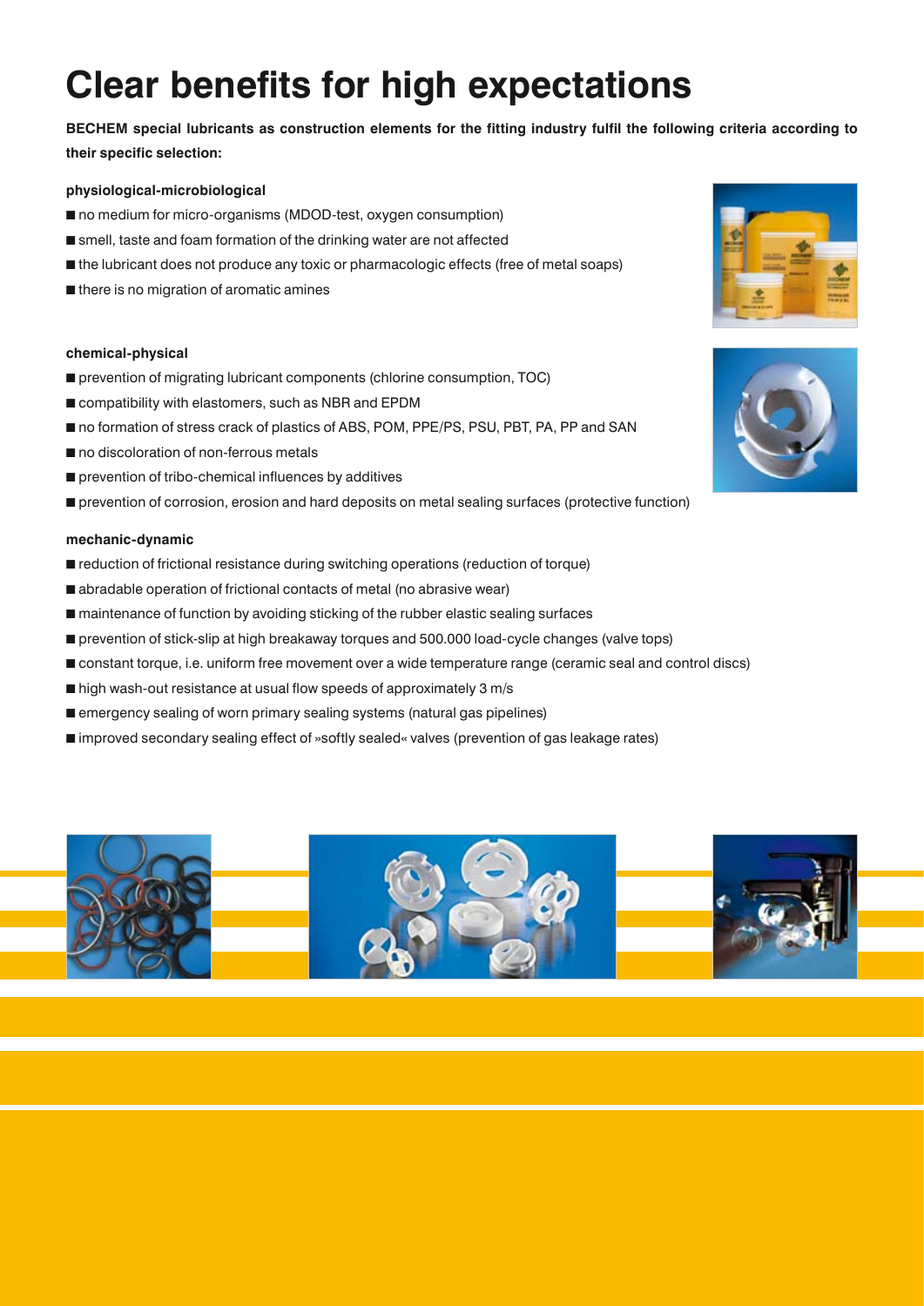# Clear benefits for high expectations

**BECHEM special lubricants as construction elements for the fitting industry fulfil the following criteria according to their specific selection:**

**physiological-microbiological**

- no medium for micro-organisms (MDOD-test, oxygen consumption)
- smell, taste and foam formation of the drinking water are not affected
- the lubricant does not produce any toxic or pharmacologic effects (free of metal soaps)
- there is no migration of aromatic amines

**chemical-physical**

- prevention of migrating lubricant components (chlorine consumption, TOC)
- compatibility with elastomers, such as NBR and EPDM
- no formation of stress crack of plastics of ABS, POM, PPE/PS, PSU, PBT, PA, PP and SAN
- no discoloration of non-ferrous metals
- prevention of tribo-chemical influences by additives
- prevention of corrosion, erosion and hard deposits on metal sealing surfaces (protective function)

**mechanic-dynamic**

- reduction of frictional resistance during switching operations (reduction of torque)
- abradable operation of frictional contacts of metal (no abrasive wear)
- maintenance of function by avoiding sticking of the rubber elastic sealing surfaces
- prevention of stick-slip at high breakaway torques and 500.000 load-cycle changes (valve tops)
- constant torque, i.e. uniform free movement over a wide temperature range (ceramic seal and control discs)
- high wash-out resistance at usual flow speeds of approximately 3 m/s
- emergency sealing of worn primary sealing systems (natural gas pipelines)
- improved secondary sealing effect of »softly sealed« valves (prevention of gas leakage rates)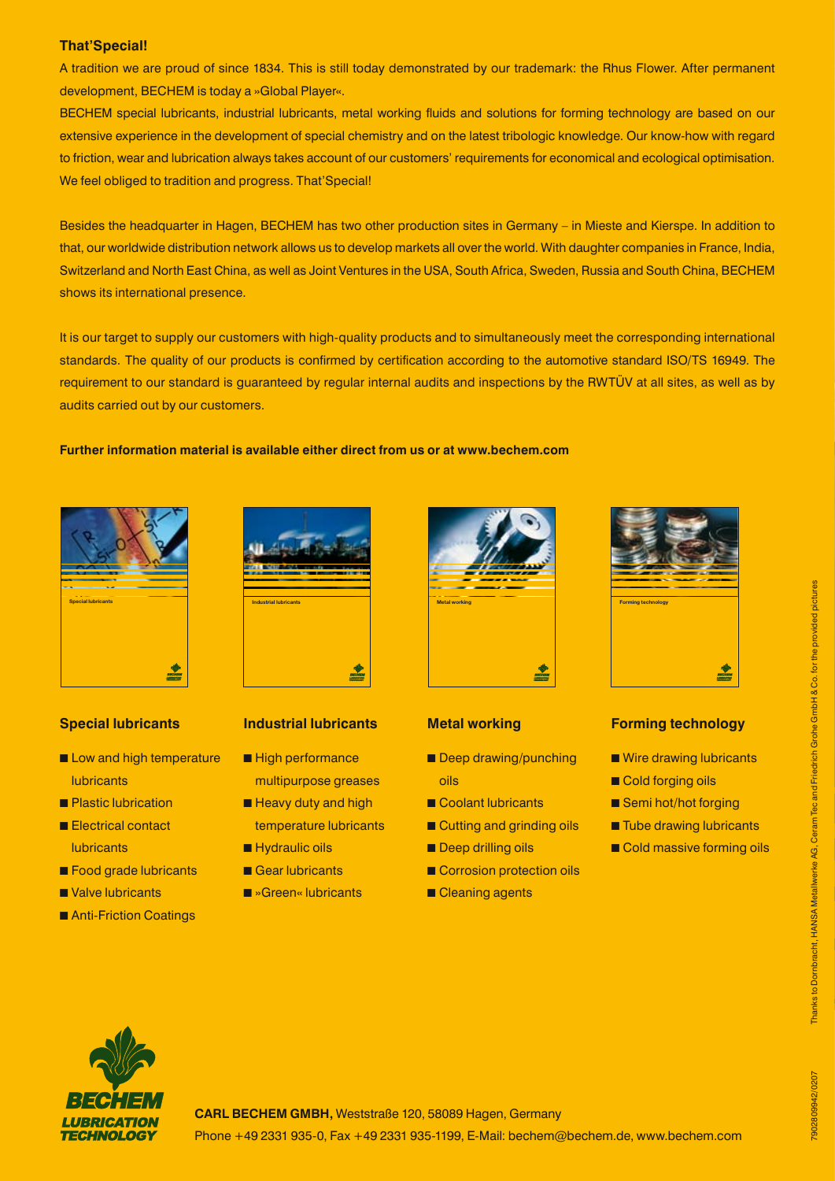**That'Special!**

A tradition we are proud of since 1834. This is still today demonstrated by our trademark: the Rhus Flower. After permanent development, BECHEM is today a »Global Player«.

BECHEM special lubricants, industrial lubricants, metal working fluids and solutions for forming technology are based on our extensive experience in the development of special chemistry and on the latest tribologic knowledge. Our know-how with regard to friction, wear and lubrication always takes account of our customers' requirements for economical and ecological optimisation. We feel obliged to tradition and progress. That'Special!

Besides the headquarter in Hagen, BECHEM has two other production sites in Germany – in Mieste and Kierspe. In addition to that, our worldwide distribution network allows us to develop markets all over the world. With daughter companies in France, India, Switzerland and North East China, as well as Joint Ventures in the USA, South Africa, Sweden, Russia and South China, BECHEM shows its international presence.

It is our target to supply our customers with high-quality products and to simultaneously meet the corresponding international standards. The quality of our products is confirmed by certification according to the automotive standard ISO/TS 16949. The requirement to our standard is guaranteed by regular internal audits and inspections by the RWTÜV at all sites, as well as by audits carried out by our customers.

**Further information material is available either direct from us or at www.bechem.com**

Special lubricants

Industrial lubricants

Metal working

Forming technology

### Special lubricants

- Low and high temperature lubricants
- Plastic lubrication
- Electrical contact lubricants
- Food grade lubricants
- Valve lubricants
- Anti-Friction Coatings

### Industrial lubricants

- High performance multipurpose greases
- Heavy duty and high temperature lubricants
- Hydraulic oils
- Gear lubricants
- »Green« lubricants

### Metal working

- Deep drawing/punching oils
- Coolant lubricants
- Cutting and grinding oils
- Deep drilling oils
- Corrosion protection oils
- Cleaning agents

### Forming technology

- Wire drawing lubricants
- Cold forging oils
- Semi hot/hot forging
- Tube drawing lubricants
- Cold massive forming oils

Thanks to Dornbracht, HANSA Metallwerke AG, Ceram Tec and Friedrich Grohe GmbH & Co. for the provided pictures

790280994 2/0207

BECHEM LUBRICATION TECHNOLOGY

**CARL BECHEM GMBH,** Weststraße 120, 58089 Hagen, Germany
Phone +49 2331 935-0, Fax +49 2331 935-1199, E-Mail: bechem@bechem.de, www.bechem.com